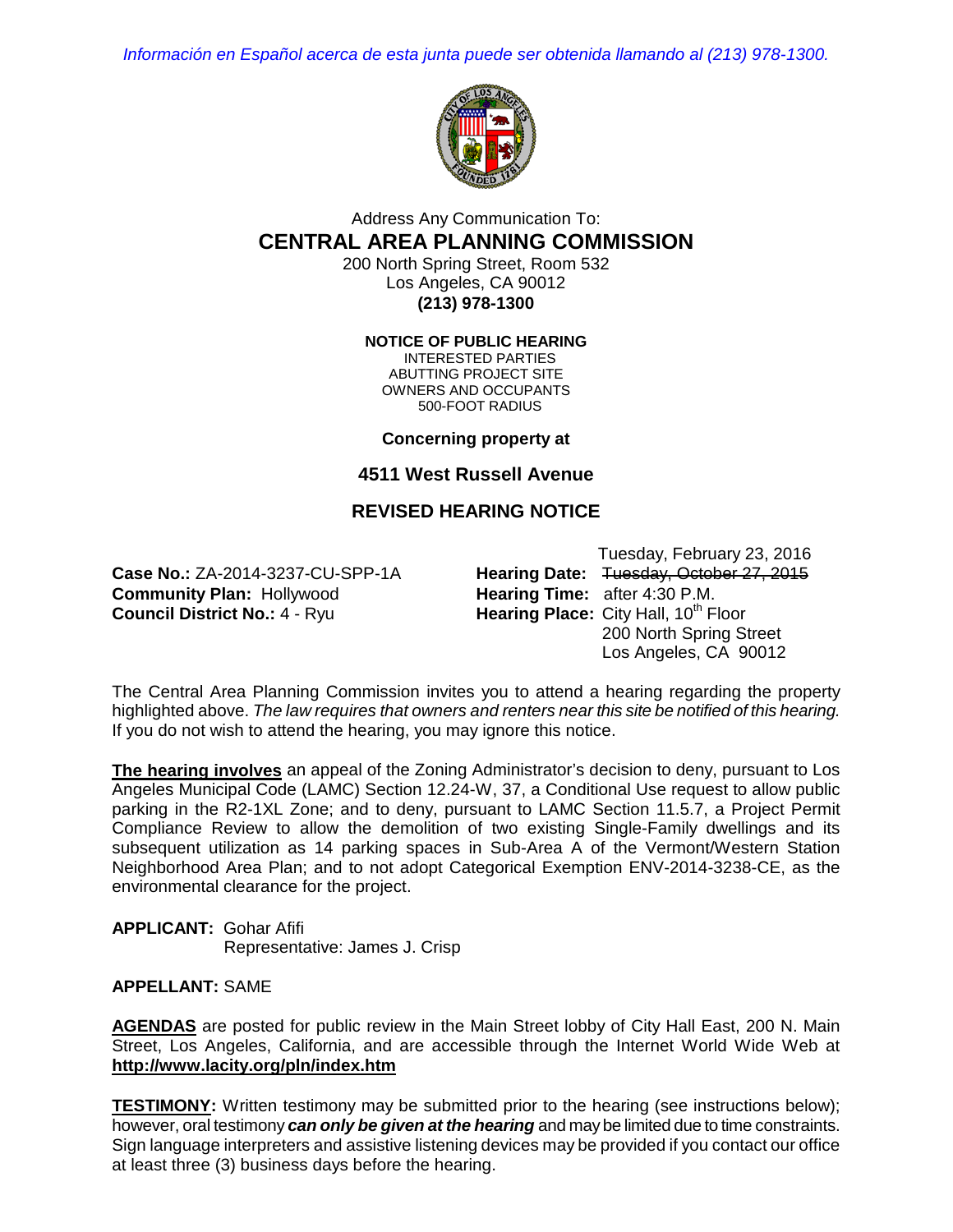*Información en Español acerca de esta junta puede ser obtenida llamando al (213) 978-1300.*

Address Any Communication To:

# CENTRAL AREA PLANNING COMMISSION

200 North Spring Street, Room 532
Los Angeles, CA 90012
**(213) 978-1300**

**NOTICE OF PUBLIC HEARING**

INTERESTED PARTIES
ABUTTING PROJECT SITE
OWNERS AND OCCUPANTS
500-FOOT RADIUS

**Concerning property at**

## 4511 West Russell Avenue

## REVISED HEARING NOTICE

**Case No.:** ZA-2014-3237-CU-SPP-1A
**Community Plan:** Hollywood
**Council District No.:** 4 - Ryu

**Hearing Date:** Tuesday, February 23, 2016 ~~Tuesday, October 27, 2015~~
**Hearing Time:** after 4:30 P.M.
**Hearing Place:** City Hall, 10th Floor
200 North Spring Street
Los Angeles, CA 90012

The Central Area Planning Commission invites you to attend a hearing regarding the property highlighted above. *The law requires that owners and renters near this site be notified of this hearing.* If you do not wish to attend the hearing, you may ignore this notice.

**The hearing involves** an appeal of the Zoning Administrator's decision to deny, pursuant to Los Angeles Municipal Code (LAMC) Section 12.24-W, 37, a Conditional Use request to allow public parking in the R2-1XL Zone; and to deny, pursuant to LAMC Section 11.5.7, a Project Permit Compliance Review to allow the demolition of two existing Single-Family dwellings and its subsequent utilization as 14 parking spaces in Sub-Area A of the Vermont/Western Station Neighborhood Area Plan; and to not adopt Categorical Exemption ENV-2014-3238-CE, as the environmental clearance for the project.

**APPLICANT:** Gohar Afifi
Representative: James J. Crisp

**APPELLANT:** SAME

**AGENDAS** are posted for public review in the Main Street lobby of City Hall East, 200 N. Main Street, Los Angeles, California, and are accessible through the Internet World Wide Web at **http://www.lacity.org/pln/index.htm**

**TESTIMONY:** Written testimony may be submitted prior to the hearing (see instructions below); however, oral testimony ***can only be given at the hearing*** and may be limited due to time constraints. Sign language interpreters and assistive listening devices may be provided if you contact our office at least three (3) business days before the hearing.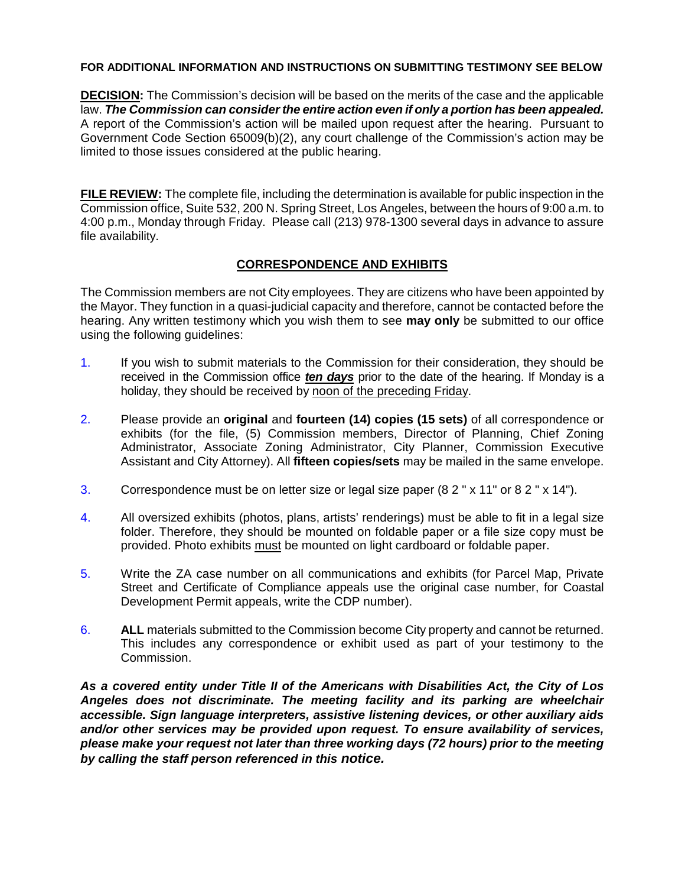**FOR ADDITIONAL INFORMATION AND INSTRUCTIONS ON SUBMITTING TESTIMONY SEE BELOW**

**<u>DECISION</u>:** The Commission's decision will be based on the merits of the case and the applicable law. ***The Commission can consider the entire action even if only a portion has been appealed.*** A report of the Commission's action will be mailed upon request after the hearing. Pursuant to Government Code Section 65009(b)(2), any court challenge of the Commission's action may be limited to those issues considered at the public hearing.

**<u>FILE REVIEW</u>:** The complete file, including the determination is available for public inspection in the Commission office, Suite 532, 200 N. Spring Street, Los Angeles, between the hours of 9:00 a.m. to 4:00 p.m., Monday through Friday. Please call (213) 978-1300 several days in advance to assure file availability.

## <u>CORRESPONDENCE AND EXHIBITS</u>

The Commission members are not City employees. They are citizens who have been appointed by the Mayor. They function in a quasi-judicial capacity and therefore, cannot be contacted before the hearing. Any written testimony which you wish them to see **may only** be submitted to our office using the following guidelines:

1. If you wish to submit materials to the Commission for their consideration, they should be received in the Commission office ***<u>ten days</u>*** prior to the date of the hearing. If Monday is a holiday, they should be received by <u>noon of the preceding Friday</u>.

2. Please provide an **original** and **fourteen (14) copies (15 sets)** of all correspondence or exhibits (for the file, (5) Commission members, Director of Planning, Chief Zoning Administrator, Associate Zoning Administrator, City Planner, Commission Executive Assistant and City Attorney). All **fifteen copies/sets** may be mailed in the same envelope.

3. Correspondence must be on letter size or legal size paper (8 2 " x 11" or 8 2 " x 14").

4. All oversized exhibits (photos, plans, artists' renderings) must be able to fit in a legal size folder. Therefore, they should be mounted on foldable paper or a file size copy must be provided. Photo exhibits <u>must</u> be mounted on light cardboard or foldable paper.

5. Write the ZA case number on all communications and exhibits (for Parcel Map, Private Street and Certificate of Compliance appeals use the original case number, for Coastal Development Permit appeals, write the CDP number).

6. **ALL** materials submitted to the Commission become City property and cannot be returned. This includes any correspondence or exhibit used as part of your testimony to the Commission.

***As a covered entity under Title II of the Americans with Disabilities Act, the City of Los Angeles does not discriminate. The meeting facility and its parking are wheelchair accessible. Sign language interpreters, assistive listening devices, or other auxiliary aids and/or other services may be provided upon request. To ensure availability of services, please make your request not later than three working days (72 hours) prior to the meeting by calling the staff person referenced in this notice.***